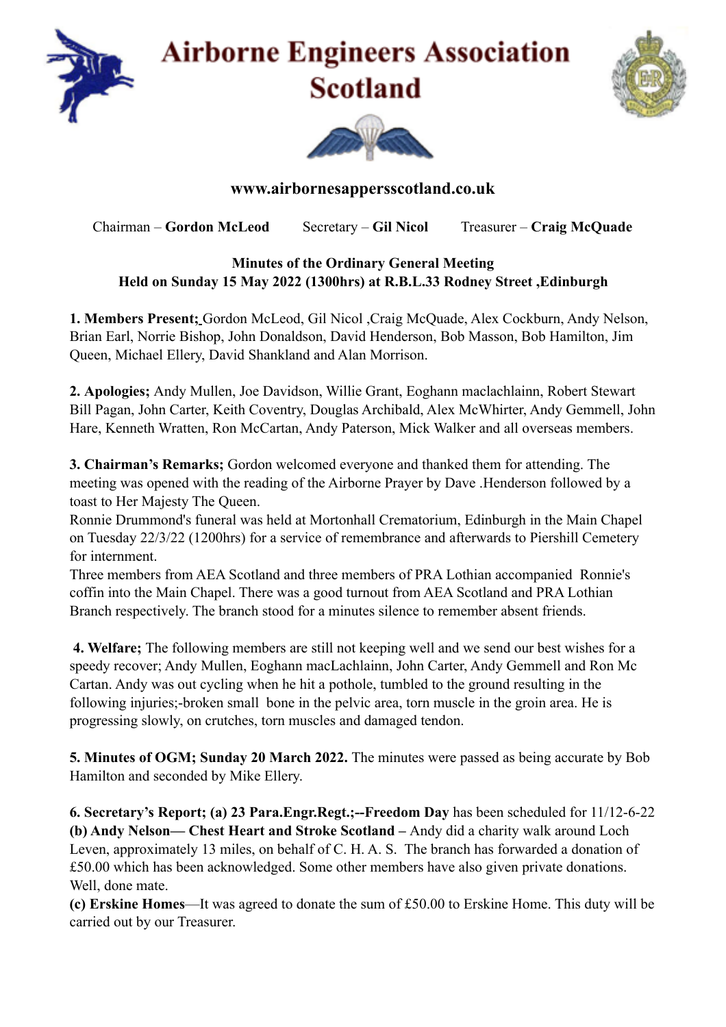# Airborne Engineers Association Scotland

**www.airbornesappersscotland.co.uk**

Chairman – **Gordon McLeod**  Secretary – **Gil Nicol**  Treasurer – **Craig McQuade**

**Minutes of the Ordinary General Meeting**
**Held on Sunday 15 May 2022 (1300hrs) at R.B.L.33 Rodney Street ,Edinburgh**

**1. Members Present;** Gordon McLeod, Gil Nicol ,Craig McQuade, Alex Cockburn, Andy Nelson, Brian Earl, Norrie Bishop, John Donaldson, David Henderson, Bob Masson, Bob Hamilton, Jim Queen, Michael Ellery, David Shankland and Alan Morrison.

**2. Apologies;** Andy Mullen, Joe Davidson, Willie Grant, Eoghann maclachlainn, Robert Stewart Bill Pagan, John Carter, Keith Coventry, Douglas Archibald, Alex McWhirter, Andy Gemmell, John Hare, Kenneth Wratten, Ron McCartan, Andy Paterson, Mick Walker and all overseas members.

**3. Chairman's Remarks;** Gordon welcomed everyone and thanked them for attending. The meeting was opened with the reading of the Airborne Prayer by Dave .Henderson followed by a toast to Her Majesty The Queen.
Ronnie Drummond's funeral was held at Mortonhall Crematorium, Edinburgh in the Main Chapel on Tuesday 22/3/22 (1200hrs) for a service of remembrance and afterwards to Piershill Cemetery for internment.
Three members from AEA Scotland and three members of PRA Lothian accompanied Ronnie's coffin into the Main Chapel. There was a good turnout from AEA Scotland and PRA Lothian Branch respectively. The branch stood for a minutes silence to remember absent friends.

**4. Welfare;** The following members are still not keeping well and we send our best wishes for a speedy recover; Andy Mullen, Eoghann macLachlainn, John Carter, Andy Gemmell and Ron Mc Cartan. Andy was out cycling when he hit a pothole, tumbled to the ground resulting in the following injuries;-broken small bone in the pelvic area, torn muscle in the groin area. He is progressing slowly, on crutches, torn muscles and damaged tendon.

**5. Minutes of OGM; Sunday 20 March 2022.** The minutes were passed as being accurate by Bob Hamilton and seconded by Mike Ellery.

**6. Secretary's Report; (a) 23 Para.Engr.Regt.;--Freedom Day** has been scheduled for 11/12-6-22
**(b) Andy Nelson— Chest Heart and Stroke Scotland –** Andy did a charity walk around Loch Leven, approximately 13 miles, on behalf of C. H. A. S. The branch has forwarded a donation of £50.00 which has been acknowledged. Some other members have also given private donations. Well, done mate.
**(c) Erskine Homes**—It was agreed to donate the sum of £50.00 to Erskine Home. This duty will be carried out by our Treasurer.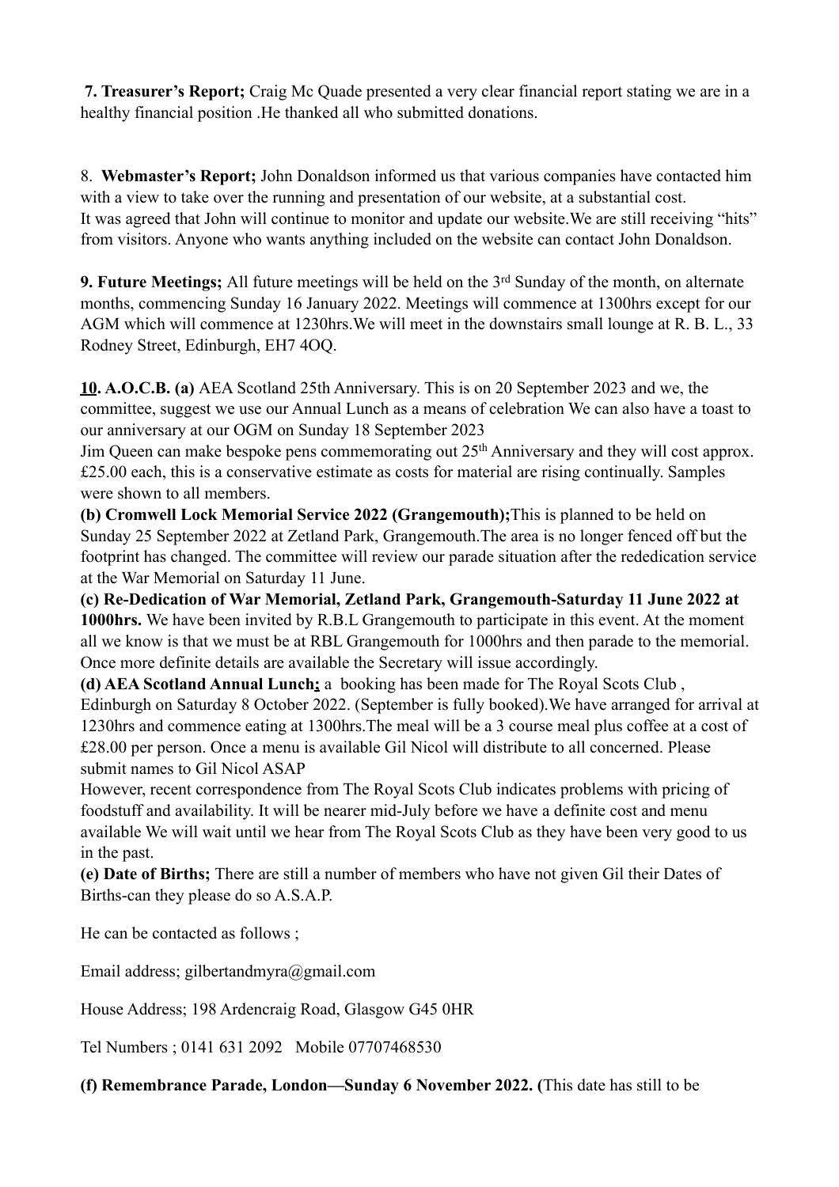**7. Treasurer's Report;** Craig Mc Quade presented a very clear financial report stating we are in a healthy financial position .He thanked all who submitted donations.

8. **Webmaster's Report;** John Donaldson informed us that various companies have contacted him with a view to take over the running and presentation of our website, at a substantial cost. It was agreed that John will continue to monitor and update our website.We are still receiving "hits" from visitors. Anyone who wants anything included on the website can contact John Donaldson.

**9. Future Meetings;** All future meetings will be held on the 3rd Sunday of the month, on alternate months, commencing Sunday 16 January 2022. Meetings will commence at 1300hrs except for our AGM which will commence at 1230hrs.We will meet in the downstairs small lounge at R. B. L., 33 Rodney Street, Edinburgh, EH7 4OQ.

**<u>10</u>. A.O.C.B. (a)** AEA Scotland 25th Anniversary. This is on 20 September 2023 and we, the committee, suggest we use our Annual Lunch as a means of celebration We can also have a toast to our anniversary at our OGM on Sunday 18 September 2023

Jim Queen can make bespoke pens commemorating out 25th Anniversary and they will cost approx. £25.00 each, this is a conservative estimate as costs for material are rising continually. Samples were shown to all members.

**(b) Cromwell Lock Memorial Service 2022 (Grangemouth);**This is planned to be held on Sunday 25 September 2022 at Zetland Park, Grangemouth.The area is no longer fenced off but the footprint has changed. The committee will review our parade situation after the rededication service at the War Memorial on Saturday 11 June.

**(c) Re-Dedication of War Memorial, Zetland Park, Grangemouth-Saturday 11 June 2022 at 1000hrs.** We have been invited by R.B.L Grangemouth to participate in this event. At the moment all we know is that we must be at RBL Grangemouth for 1000hrs and then parade to the memorial. Once more definite details are available the Secretary will issue accordingly.

**(d) AEA Scotland Annual Lunch<u>;</u>** a booking has been made for The Royal Scots Club , Edinburgh on Saturday 8 October 2022. (September is fully booked).We have arranged for arrival at 1230hrs and commence eating at 1300hrs.The meal will be a 3 course meal plus coffee at a cost of £28.00 per person. Once a menu is available Gil Nicol will distribute to all concerned. Please submit names to Gil Nicol ASAP

However, recent correspondence from The Royal Scots Club indicates problems with pricing of foodstuff and availability. It will be nearer mid-July before we have a definite cost and menu available We will wait until we hear from The Royal Scots Club as they have been very good to us in the past.

**(e) Date of Births;** There are still a number of members who have not given Gil their Dates of Births-can they please do so A.S.A.P.

He can be contacted as follows ;

Email address; gilbertandmyra@gmail.com

House Address; 198 Ardencraig Road, Glasgow G45 0HR

Tel Numbers ; 0141 631 2092 Mobile 07707468530

**(f) Remembrance Parade, London—Sunday 6 November 2022. (**This date has still to be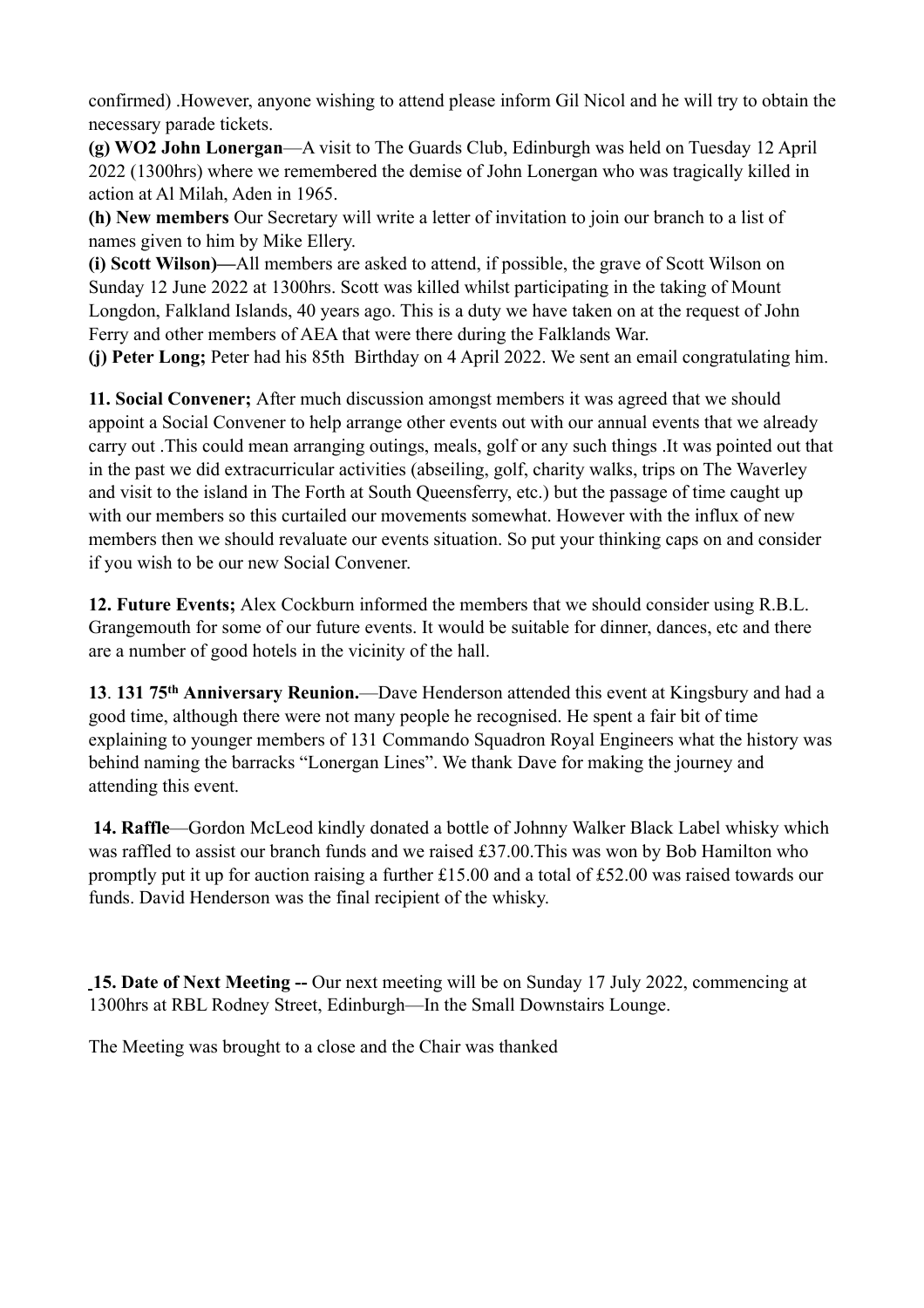confirmed) .However, anyone wishing to attend please inform Gil Nicol and he will try to obtain the necessary parade tickets.

**(g) WO2 John Lonergan**—A visit to The Guards Club, Edinburgh was held on Tuesday 12 April 2022 (1300hrs) where we remembered the demise of John Lonergan who was tragically killed in action at Al Milah, Aden in 1965.

**(h) New members** Our Secretary will write a letter of invitation to join our branch to a list of names given to him by Mike Ellery.

**(i) Scott Wilson)—**All members are asked to attend, if possible, the grave of Scott Wilson on Sunday 12 June 2022 at 1300hrs. Scott was killed whilst participating in the taking of Mount Longdon, Falkland Islands, 40 years ago. This is a duty we have taken on at the request of John Ferry and other members of AEA that were there during the Falklands War.

**(j) Peter Long;** Peter had his 85th Birthday on 4 April 2022. We sent an email congratulating him.

**11. Social Convener;** After much discussion amongst members it was agreed that we should appoint a Social Convener to help arrange other events out with our annual events that we already carry out .This could mean arranging outings, meals, golf or any such things .It was pointed out that in the past we did extracurricular activities (abseiling, golf, charity walks, trips on The Waverley and visit to the island in The Forth at South Queensferry, etc.) but the passage of time caught up with our members so this curtailed our movements somewhat. However with the influx of new members then we should revaluate our events situation. So put your thinking caps on and consider if you wish to be our new Social Convener.

**12. Future Events;** Alex Cockburn informed the members that we should consider using R.B.L. Grangemouth for some of our future events. It would be suitable for dinner, dances, etc and there are a number of good hotels in the vicinity of the hall.

**13**. **131 75th Anniversary Reunion.**—Dave Henderson attended this event at Kingsbury and had a good time, although there were not many people he recognised. He spent a fair bit of time explaining to younger members of 131 Commando Squadron Royal Engineers what the history was behind naming the barracks "Lonergan Lines". We thank Dave for making the journey and attending this event.

**14. Raffle**—Gordon McLeod kindly donated a bottle of Johnny Walker Black Label whisky which was raffled to assist our branch funds and we raised £37.00.This was won by Bob Hamilton who promptly put it up for auction raising a further £15.00 and a total of £52.00 was raised towards our funds. David Henderson was the final recipient of the whisky.

**15. Date of Next Meeting --** Our next meeting will be on Sunday 17 July 2022, commencing at 1300hrs at RBL Rodney Street, Edinburgh—In the Small Downstairs Lounge.

The Meeting was brought to a close and the Chair was thanked